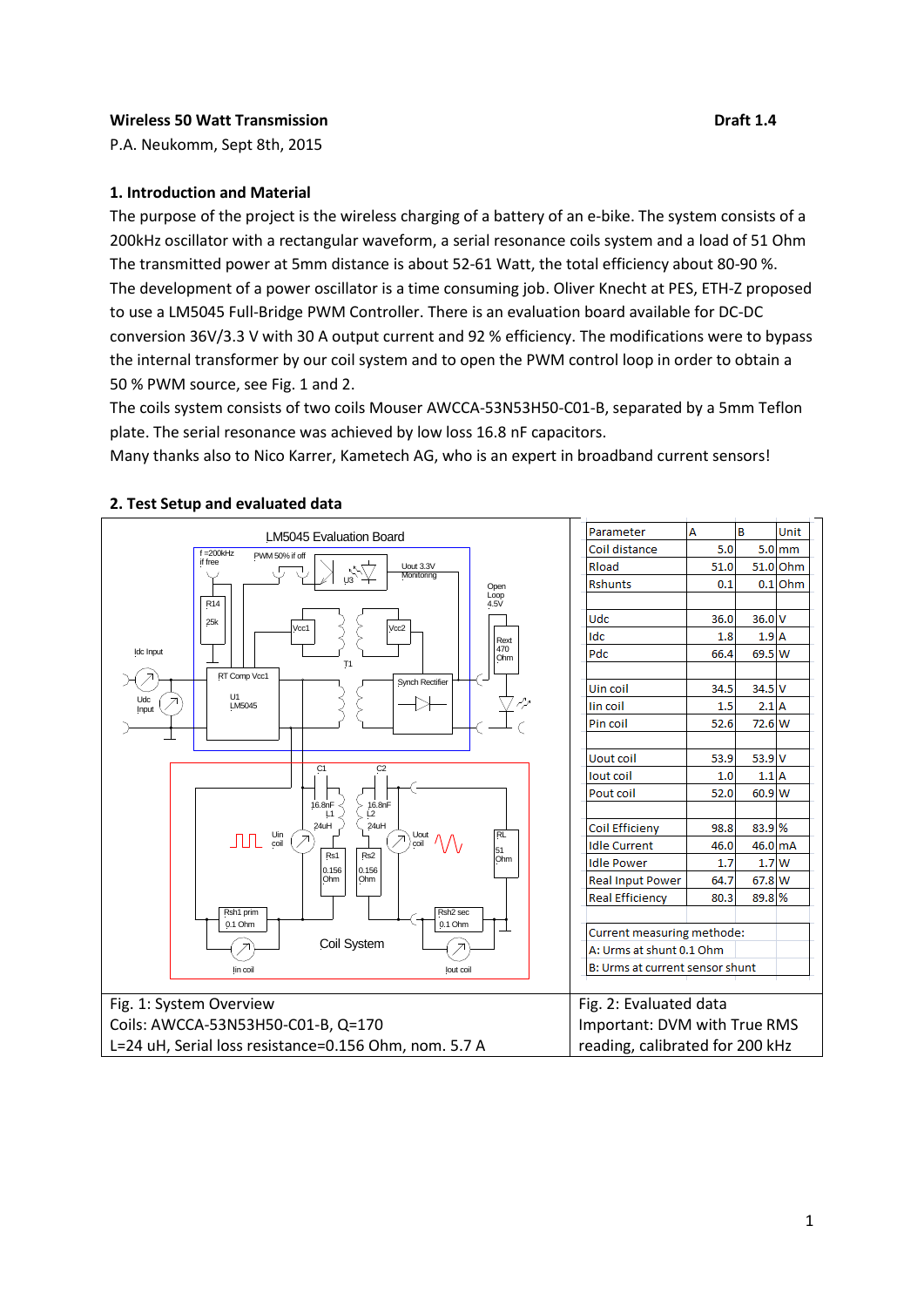**Wireless 50 Watt Transmission** **Draft 1.4**

P.A. Neukomm, Sept 8th, 2015

## 1. Introduction and Material

The purpose of the project is the wireless charging of a battery of an e-bike. The system consists of a 200kHz oscillator with a rectangular waveform, a serial resonance coils system and a load of 51 Ohm The transmitted power at 5mm distance is about 52-61 Watt, the total efficiency about 80-90 %. The development of a power oscillator is a time consuming job. Oliver Knecht at PES, ETH-Z proposed to use a LM5045 Full-Bridge PWM Controller. There is an evaluation board available for DC-DC conversion 36V/3.3 V with 30 A output current and 92 % efficiency. The modifications were to bypass the internal transformer by our coil system and to open the PWM control loop in order to obtain a 50 % PWM source, see Fig. 1 and 2.

The coils system consists of two coils Mouser AWCCA-53N53H50-C01-B, separated by a 5mm Teflon plate. The serial resonance was achieved by low loss 16.8 nF capacitors.

Many thanks also to Nico Karrer, Kametech AG, who is an expert in broadband current sensors!

## 2. Test Setup and evaluated data

Fig. 1: System Overview
Coils: AWCCA-53N53H50-C01-B, Q=170
L=24 uH, Serial loss resistance=0.156 Ohm, nom. 5.7 A

| Parameter | A | B | Unit |
|---|---|---|---|
| Coil distance | 5.0 | 5.0 | mm |
| Rload | 51.0 | 51.0 | Ohm |
| Rshunts | 0.1 | 0.1 | Ohm |
| | | | |
| Udc | 36.0 | 36.0 | V |
| Idc | 1.8 | 1.9 | A |
| Pdc | 66.4 | 69.5 | W |
| | | | |
| Uin coil | 34.5 | 34.5 | V |
| Iin coil | 1.5 | 2.1 | A |
| Pin coil | 52.6 | 72.6 | W |
| | | | |
| Uout coil | 53.9 | 53.9 | V |
| Iout coil | 1.0 | 1.1 | A |
| Pout coil | 52.0 | 60.9 | W |
| | | | |
| Coil Efficieny | 98.8 | 83.9 | % |
| Idle Current | 46.0 | 46.0 | mA |
| Idle Power | 1.7 | 1.7 | W |
| Real Input Power | 64.7 | 67.8 | W |
| Real Efficiency | 80.3 | 89.8 | % |

Current measuring methode:
A: Urms at shunt 0.1 Ohm
B: Urms at current sensor shunt

Fig. 2: Evaluated data
Important: DVM with True RMS reading, calibrated for 200 kHz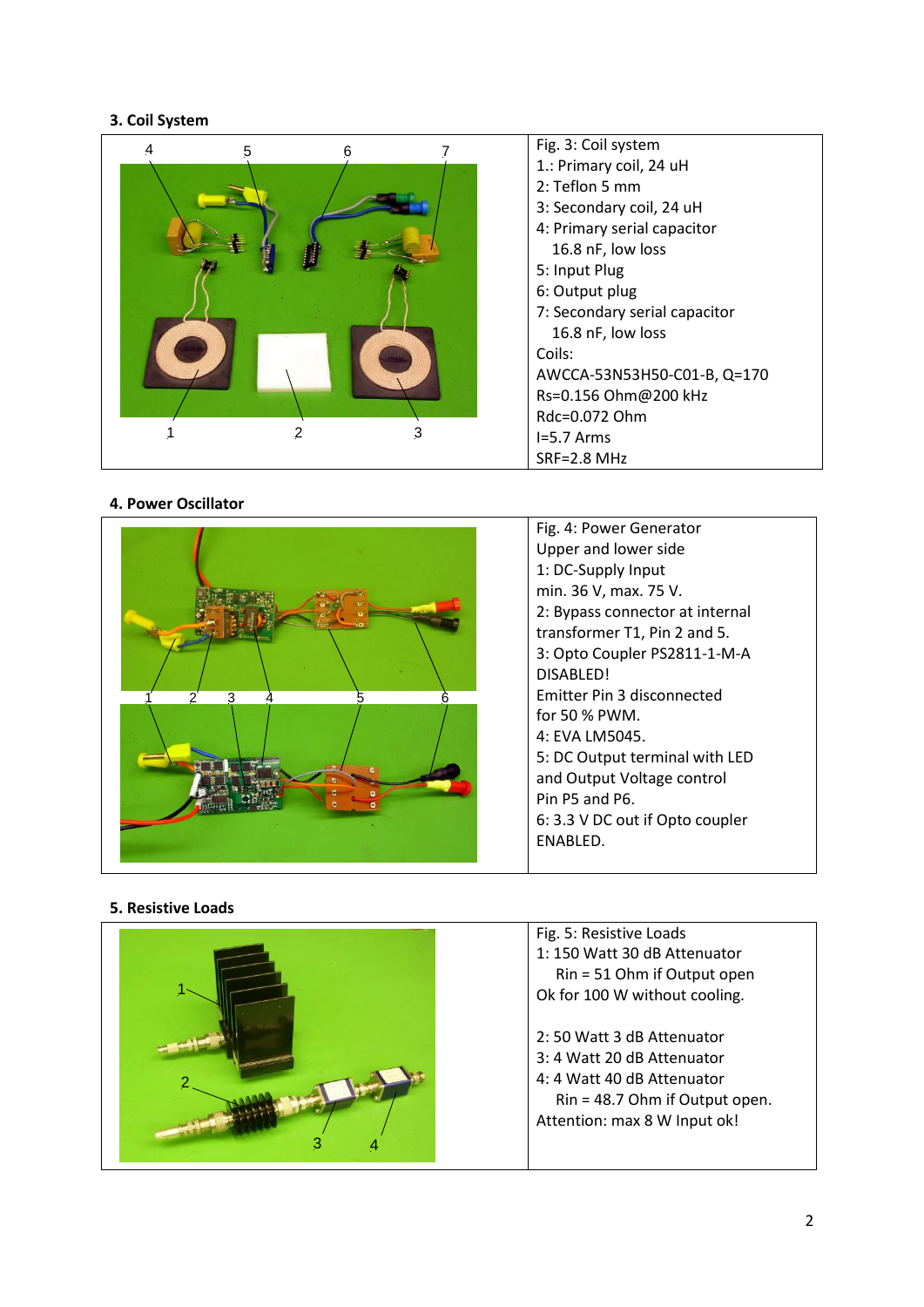### 3. Coil System

Fig. 3: Coil system
1.: Primary coil, 24 uH
2: Teflon 5 mm
3: Secondary coil, 24 uH
4: Primary serial capacitor
16.8 nF, low loss
5: Input Plug
6: Output plug
7: Secondary serial capacitor
16.8 nF, low loss
Coils:
AWCCA-53N53H50-C01-B, Q=170
Rs=0.156 Ohm@200 kHz
Rdc=0.072 Ohm
I=5.7 Arms
SRF=2.8 MHz

### 4. Power Oscillator

Fig. 4: Power Generator
Upper and lower side
1: DC-Supply Input
min. 36 V, max. 75 V.
2: Bypass connector at internal transformer T1, Pin 2 and 5.
3: Opto Coupler PS2811-1-M-A
DISABLED!
Emitter Pin 3 disconnected for 50 % PWM.
4: EVA LM5045.
5: DC Output terminal with LED and Output Voltage control Pin P5 and P6.
6: 3.3 V DC out if Opto coupler ENABLED.

### 5. Resistive Loads

Fig. 5: Resistive Loads
1: 150 Watt 30 dB Attenuator
Rin = 51 Ohm if Output open
Ok for 100 W without cooling.

2: 50 Watt 3 dB Attenuator
3: 4 Watt 20 dB Attenuator
4: 4 Watt 40 dB Attenuator
Rin = 48.7 Ohm if Output open.
Attention: max 8 W Input ok!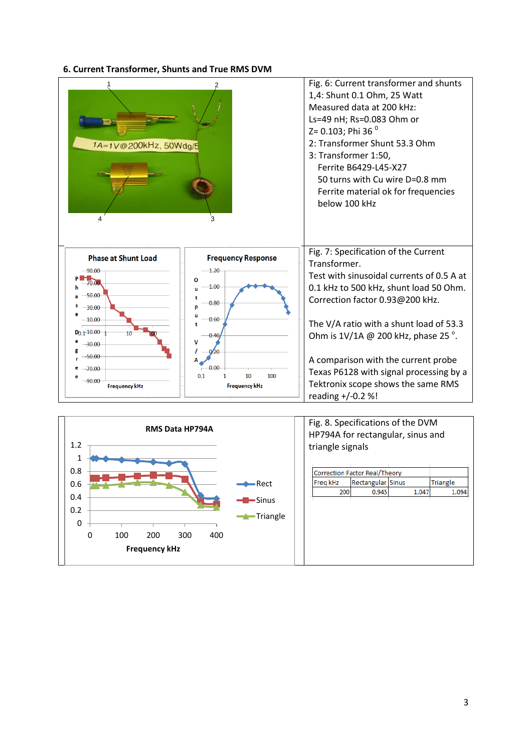## 6. Current Transformer, Shunts and True RMS DVM

Fig. 6: Current transformer and shunts
1,4: Shunt 0.1 Ohm, 25 Watt
Measured data at 200 kHz:
Ls=49 nH; Rs=0.083 Ohm or
Z= 0.103; Phi 36 $^{0}$
2: Transformer Shunt 53.3 Ohm
3: Transformer 1:50,
Ferrite B6429-L45-X27
50 turns with Cu wire D=0.8 mm
Ferrite material ok for frequencies below 100 kHz

Fig. 7: Specification of the Current Transformer.
Test with sinusoidal currents of 0.5 A at 0.1 kHz to 500 kHz, shunt load 50 Ohm. Correction factor 0.93@200 kHz.

The V/A ratio with a shunt load of 53.3 Ohm is 1V/1A @ 200 kHz, phase 25 °.

A comparison with the current probe Texas P6128 with signal processing by a Tektronix scope shows the same RMS reading +/-0.2 %!

Fig. 8. Specifications of the DVM HP794A for rectangular, sinus and triangle signals

| Correction Factor Real/Theory | | | |
|---|---|---|---|
| Freq kHz | Rectangular | Sinus | Triangle |
| 200 | 0.945 | 1.047 | 1.094 |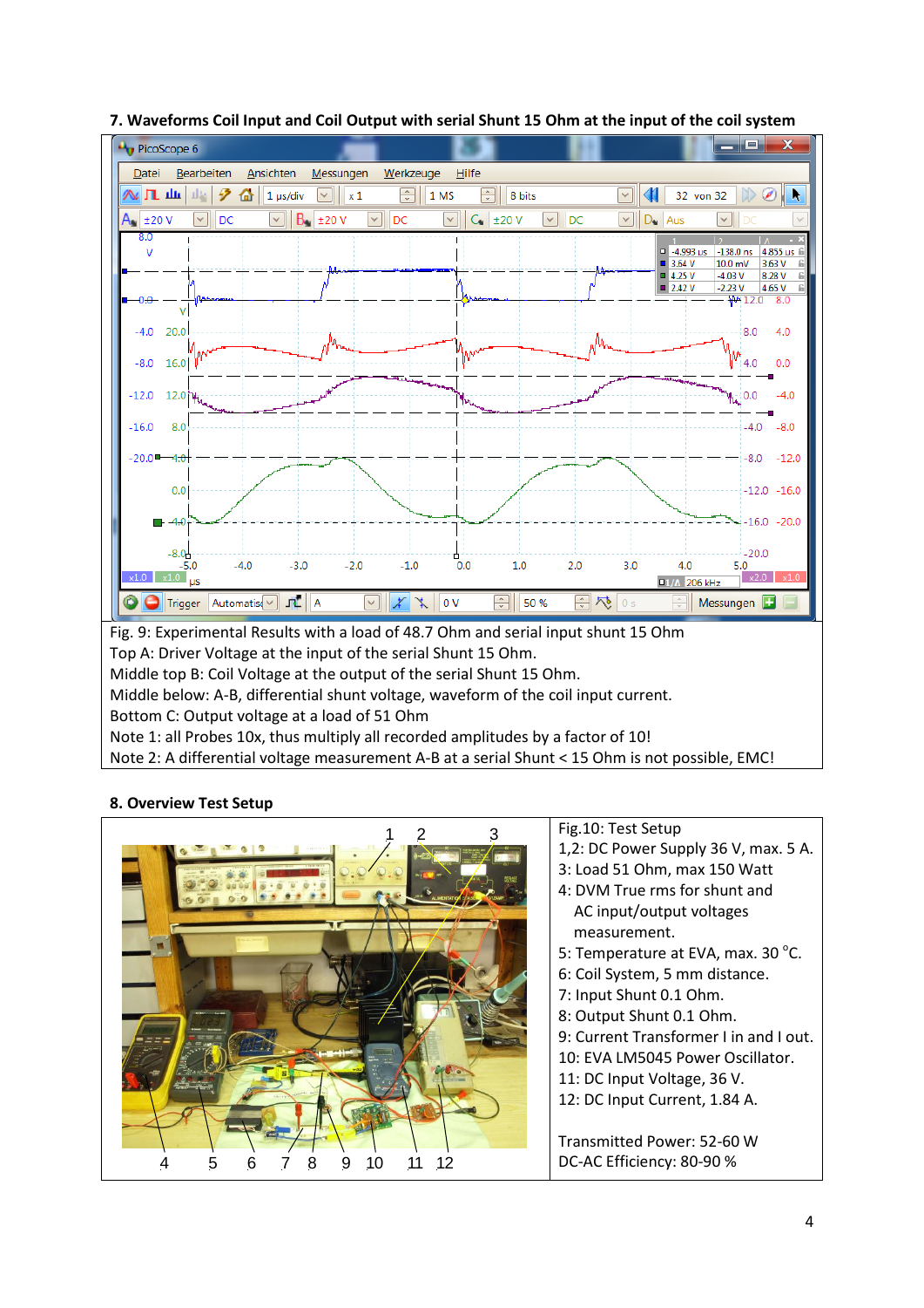### 7. Waveforms Coil Input and Coil Output with serial Shunt 15 Ohm at the input of the coil system

Fig. 9: Experimental Results with a load of 48.7 Ohm and serial input shunt 15 Ohm
Top A: Driver Voltage at the input of the serial Shunt 15 Ohm.
Middle top B: Coil Voltage at the output of the serial Shunt 15 Ohm.
Middle below: A-B, differential shunt voltage, waveform of the coil input current.
Bottom C: Output voltage at a load of 51 Ohm
Note 1: all Probes 10x, thus multiply all recorded amplitudes by a factor of 10!
Note 2: A differential voltage measurement A-B at a serial Shunt < 15 Ohm is not possible, EMC!

### 8. Overview Test Setup

Fig.10: Test Setup
1,2: DC Power Supply 36 V, max. 5 A.
3: Load 51 Ohm, max 150 Watt
4: DVM True rms for shunt and AC input/output voltages measurement.
5: Temperature at EVA, max. 30 °C.
6: Coil System, 5 mm distance.
7: Input Shunt 0.1 Ohm.
8: Output Shunt 0.1 Ohm.
9: Current Transformer I in and I out.
10: EVA LM5045 Power Oscillator.
11: DC Input Voltage, 36 V.
12: DC Input Current, 1.84 A.

Transmitted Power: 52-60 W
DC-AC Efficiency: 80-90 %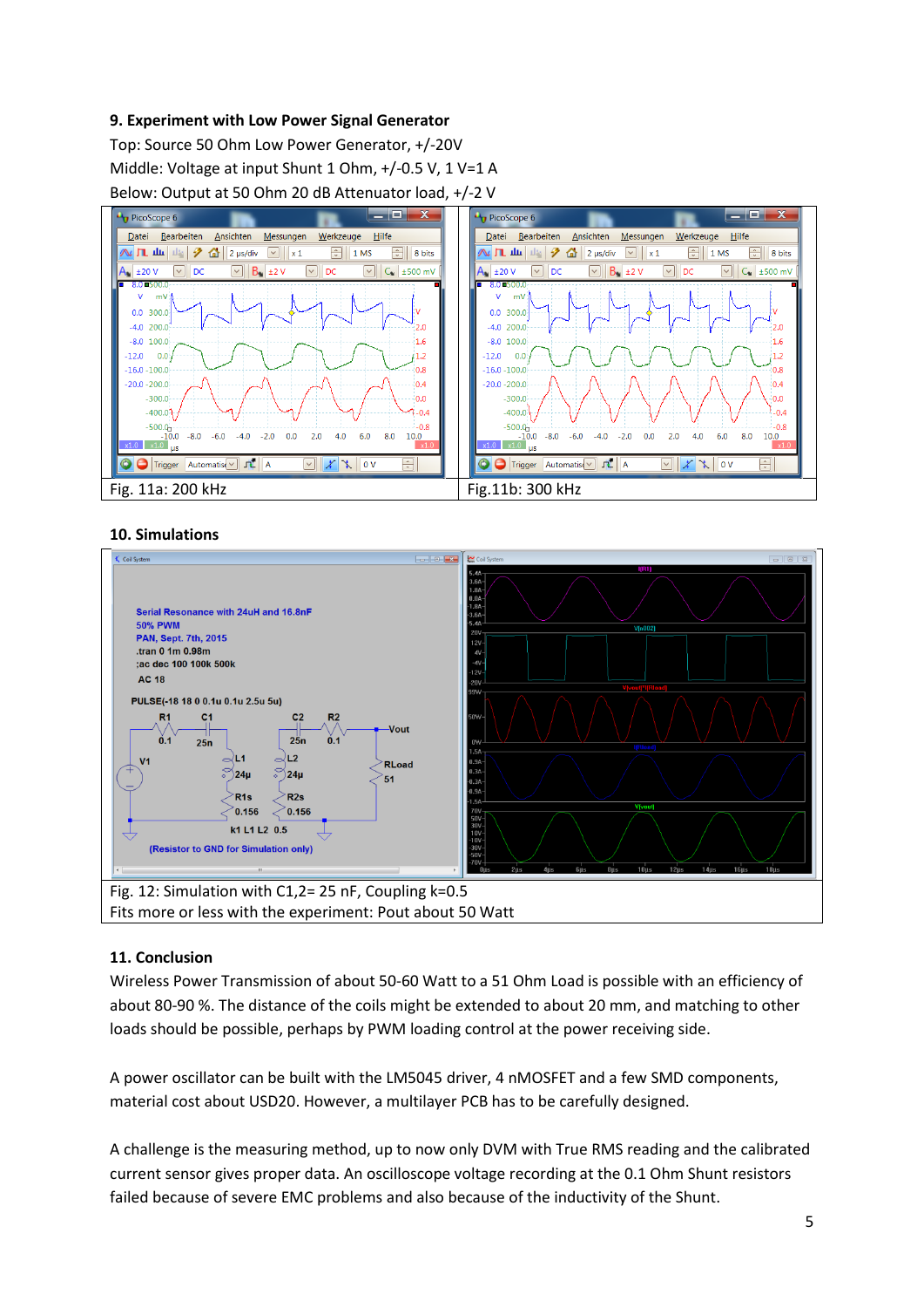## 9. Experiment with Low Power Signal Generator

Top: Source 50 Ohm Low Power Generator, +/-20V

Middle: Voltage at input Shunt 1 Ohm, +/-0.5 V, 1 V=1 A

Below: Output at 50 Ohm 20 dB Attenuator load, +/-2 V

| Fig. 11a: 200 kHz | Fig.11b: 300 kHz |
|---|---|

## 10. Simulations

Serial Resonance with 24uH and 16.8nF
50% PWM
PAN, Sept. 7th, 2015
.tran 0 1m 0.98m
;ac dec 100 100k 500k
AC 18
PULSE(-18 18 0 0.1u 0.1u 2.5u 5u)
k1 L1 L2 0.5
(Resistor to GND for Simulation only)

Fig. 12: Simulation with C1,2= 25 nF, Coupling k=0.5
Fits more or less with the experiment: Pout about 50 Watt

## 11. Conclusion

Wireless Power Transmission of about 50-60 Watt to a 51 Ohm Load is possible with an efficiency of about 80-90 %. The distance of the coils might be extended to about 20 mm, and matching to other loads should be possible, perhaps by PWM loading control at the power receiving side.

A power oscillator can be built with the LM5045 driver, 4 nMOSFET and a few SMD components, material cost about USD20. However, a multilayer PCB has to be carefully designed.

A challenge is the measuring method, up to now only DVM with True RMS reading and the calibrated current sensor gives proper data. An oscilloscope voltage recording at the 0.1 Ohm Shunt resistors failed because of severe EMC problems and also because of the inductivity of the Shunt.